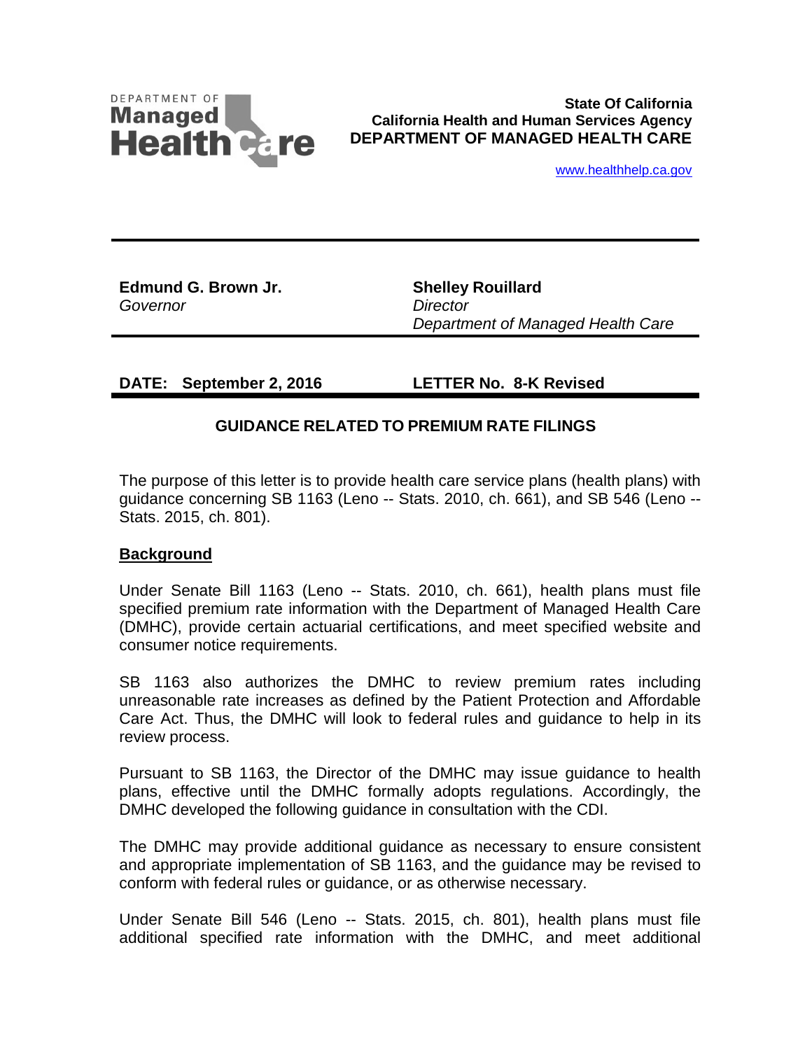DEPARTMENT OF **Managed Health Care**

**State Of California**
**California Health and Human Services Agency**
**DEPARTMENT OF MANAGED HEALTH CARE**

www.healthhelp.ca.gov

---

**Edmund G. Brown Jr.**
*Governor*

**Shelley Rouillard**
*Director*
*Department of Managed Health Care*

---

**DATE: September 2, 2016** **LETTER No. 8-K Revised**

## GUIDANCE RELATED TO PREMIUM RATE FILINGS

The purpose of this letter is to provide health care service plans (health plans) with guidance concerning SB 1163 (Leno -- Stats. 2010, ch. 661), and SB 546 (Leno -- Stats. 2015, ch. 801).

### Background

Under Senate Bill 1163 (Leno -- Stats. 2010, ch. 661), health plans must file specified premium rate information with the Department of Managed Health Care (DMHC), provide certain actuarial certifications, and meet specified website and consumer notice requirements.

SB 1163 also authorizes the DMHC to review premium rates including unreasonable rate increases as defined by the Patient Protection and Affordable Care Act. Thus, the DMHC will look to federal rules and guidance to help in its review process.

Pursuant to SB 1163, the Director of the DMHC may issue guidance to health plans, effective until the DMHC formally adopts regulations. Accordingly, the DMHC developed the following guidance in consultation with the CDI.

The DMHC may provide additional guidance as necessary to ensure consistent and appropriate implementation of SB 1163, and the guidance may be revised to conform with federal rules or guidance, or as otherwise necessary.

Under Senate Bill 546 (Leno -- Stats. 2015, ch. 801), health plans must file additional specified rate information with the DMHC, and meet additional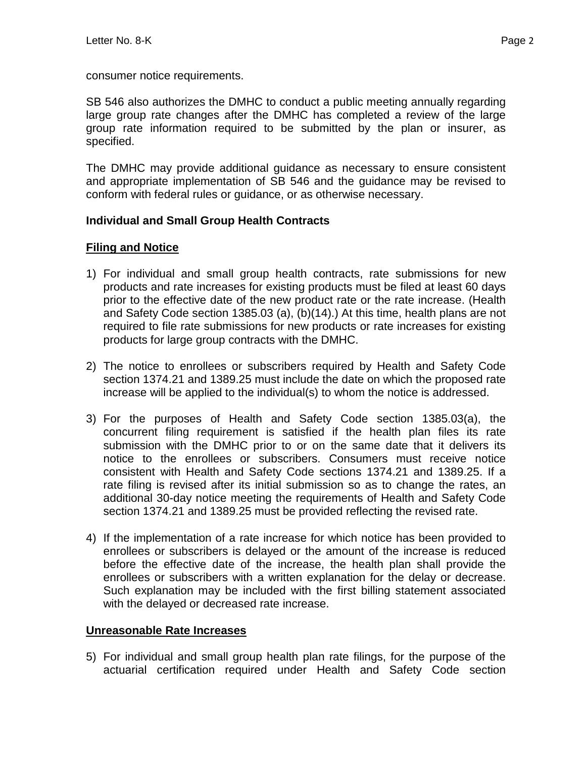consumer notice requirements.

SB 546 also authorizes the DMHC to conduct a public meeting annually regarding large group rate changes after the DMHC has completed a review of the large group rate information required to be submitted by the plan or insurer, as specified.

The DMHC may provide additional guidance as necessary to ensure consistent and appropriate implementation of SB 546 and the guidance may be revised to conform with federal rules or guidance, or as otherwise necessary.

**Individual and Small Group Health Contracts**

**Filing and Notice**

1) For individual and small group health contracts, rate submissions for new products and rate increases for existing products must be filed at least 60 days prior to the effective date of the new product rate or the rate increase. (Health and Safety Code section 1385.03 (a), (b)(14).) At this time, health plans are not required to file rate submissions for new products or rate increases for existing products for large group contracts with the DMHC.

2) The notice to enrollees or subscribers required by Health and Safety Code section 1374.21 and 1389.25 must include the date on which the proposed rate increase will be applied to the individual(s) to whom the notice is addressed.

3) For the purposes of Health and Safety Code section 1385.03(a), the concurrent filing requirement is satisfied if the health plan files its rate submission with the DMHC prior to or on the same date that it delivers its notice to the enrollees or subscribers. Consumers must receive notice consistent with Health and Safety Code sections 1374.21 and 1389.25. If a rate filing is revised after its initial submission so as to change the rates, an additional 30-day notice meeting the requirements of Health and Safety Code section 1374.21 and 1389.25 must be provided reflecting the revised rate.

4) If the implementation of a rate increase for which notice has been provided to enrollees or subscribers is delayed or the amount of the increase is reduced before the effective date of the increase, the health plan shall provide the enrollees or subscribers with a written explanation for the delay or decrease. Such explanation may be included with the first billing statement associated with the delayed or decreased rate increase.

**Unreasonable Rate Increases**

5) For individual and small group health plan rate filings, for the purpose of the actuarial certification required under Health and Safety Code section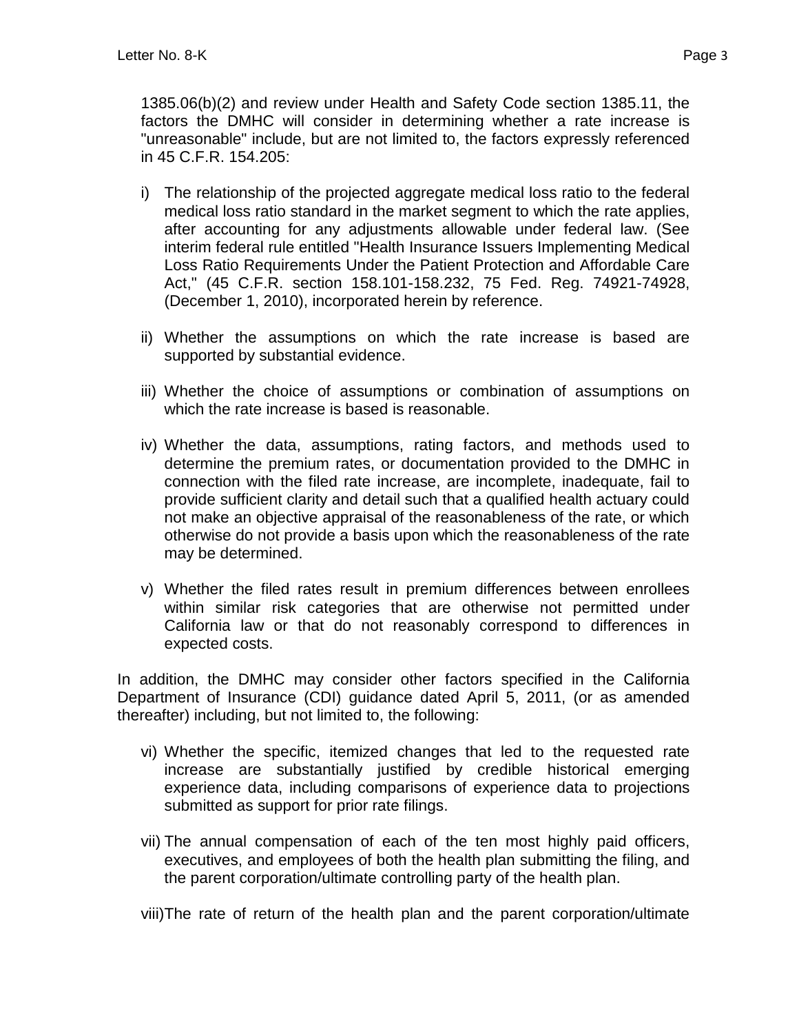1385.06(b)(2) and review under Health and Safety Code section 1385.11, the factors the DMHC will consider in determining whether a rate increase is "unreasonable" include, but are not limited to, the factors expressly referenced in 45 C.F.R. 154.205:

i) The relationship of the projected aggregate medical loss ratio to the federal medical loss ratio standard in the market segment to which the rate applies, after accounting for any adjustments allowable under federal law. (See interim federal rule entitled "Health Insurance Issuers Implementing Medical Loss Ratio Requirements Under the Patient Protection and Affordable Care Act," (45 C.F.R. section 158.101-158.232, 75 Fed. Reg. 74921-74928, (December 1, 2010), incorporated herein by reference.

ii) Whether the assumptions on which the rate increase is based are supported by substantial evidence.

iii) Whether the choice of assumptions or combination of assumptions on which the rate increase is based is reasonable.

iv) Whether the data, assumptions, rating factors, and methods used to determine the premium rates, or documentation provided to the DMHC in connection with the filed rate increase, are incomplete, inadequate, fail to provide sufficient clarity and detail such that a qualified health actuary could not make an objective appraisal of the reasonableness of the rate, or which otherwise do not provide a basis upon which the reasonableness of the rate may be determined.

v) Whether the filed rates result in premium differences between enrollees within similar risk categories that are otherwise not permitted under California law or that do not reasonably correspond to differences in expected costs.

In addition, the DMHC may consider other factors specified in the California Department of Insurance (CDI) guidance dated April 5, 2011, (or as amended thereafter) including, but not limited to, the following:

vi) Whether the specific, itemized changes that led to the requested rate increase are substantially justified by credible historical emerging experience data, including comparisons of experience data to projections submitted as support for prior rate filings.

vii) The annual compensation of each of the ten most highly paid officers, executives, and employees of both the health plan submitting the filing, and the parent corporation/ultimate controlling party of the health plan.

viii) The rate of return of the health plan and the parent corporation/ultimate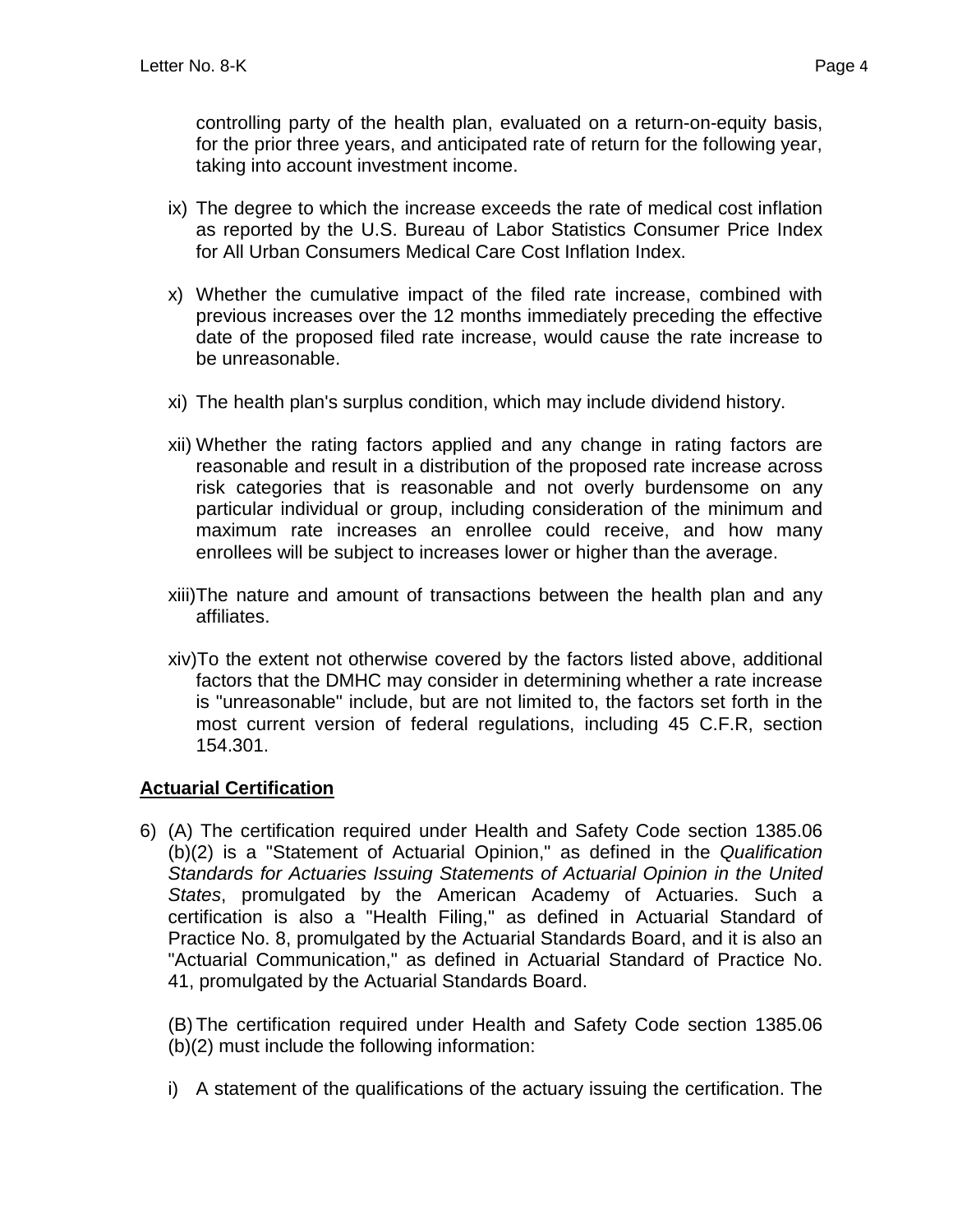controlling party of the health plan, evaluated on a return-on-equity basis, for the prior three years, and anticipated rate of return for the following year, taking into account investment income.

ix) The degree to which the increase exceeds the rate of medical cost inflation as reported by the U.S. Bureau of Labor Statistics Consumer Price Index for All Urban Consumers Medical Care Cost Inflation Index.

x) Whether the cumulative impact of the filed rate increase, combined with previous increases over the 12 months immediately preceding the effective date of the proposed filed rate increase, would cause the rate increase to be unreasonable.

xi) The health plan's surplus condition, which may include dividend history.

xii) Whether the rating factors applied and any change in rating factors are reasonable and result in a distribution of the proposed rate increase across risk categories that is reasonable and not overly burdensome on any particular individual or group, including consideration of the minimum and maximum rate increases an enrollee could receive, and how many enrollees will be subject to increases lower or higher than the average.

xiii) The nature and amount of transactions between the health plan and any affiliates.

xiv) To the extent not otherwise covered by the factors listed above, additional factors that the DMHC may consider in determining whether a rate increase is "unreasonable" include, but are not limited to, the factors set forth in the most current version of federal regulations, including 45 C.F.R, section 154.301.

## Actuarial Certification

6) (A) The certification required under Health and Safety Code section 1385.06 (b)(2) is a "Statement of Actuarial Opinion," as defined in the *Qualification Standards for Actuaries Issuing Statements of Actuarial Opinion in the United States*, promulgated by the American Academy of Actuaries. Such a certification is also a "Health Filing," as defined in Actuarial Standard of Practice No. 8, promulgated by the Actuarial Standards Board, and it is also an "Actuarial Communication," as defined in Actuarial Standard of Practice No. 41, promulgated by the Actuarial Standards Board.

(B) The certification required under Health and Safety Code section 1385.06 (b)(2) must include the following information:

i) A statement of the qualifications of the actuary issuing the certification. The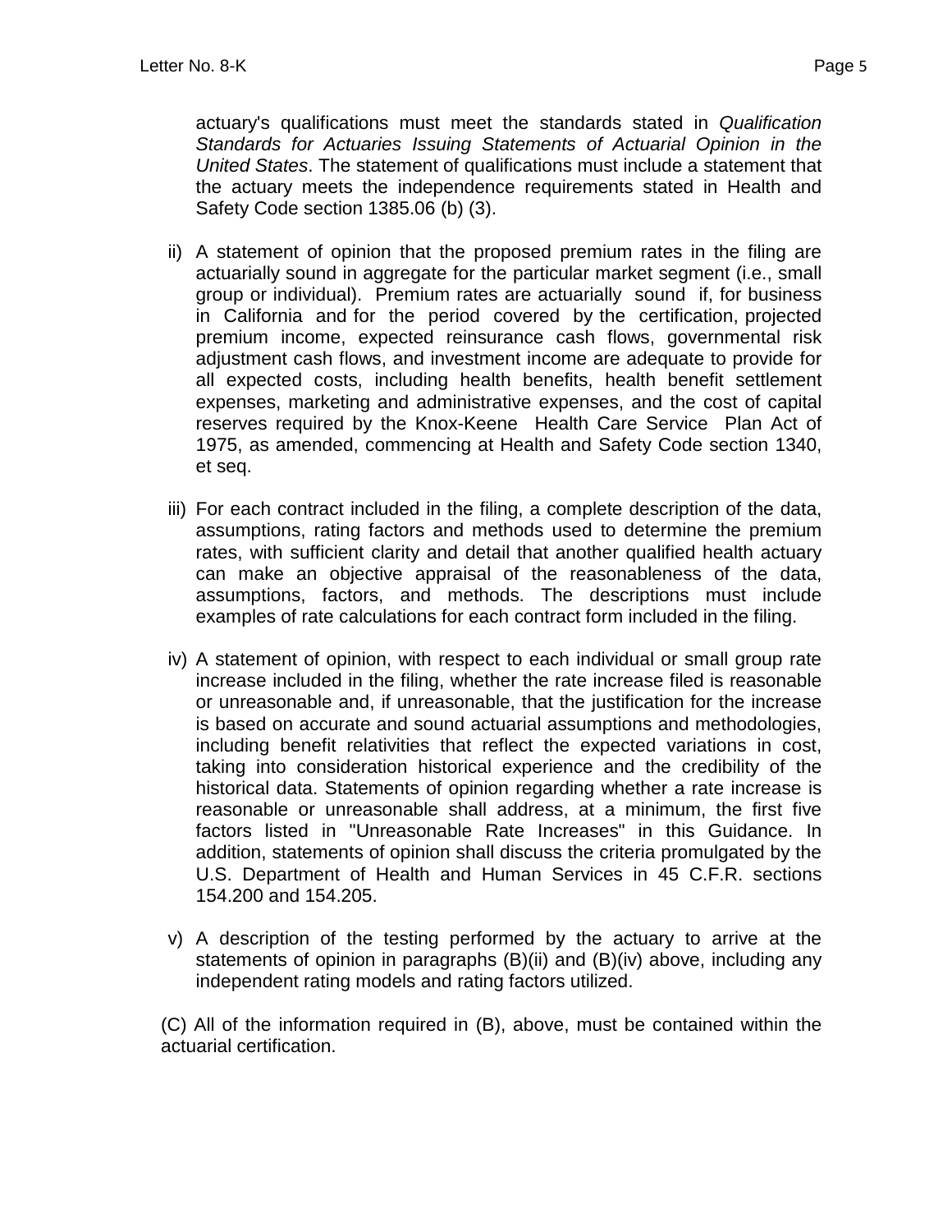actuary's qualifications must meet the standards stated in *Qualification Standards for Actuaries Issuing Statements of Actuarial Opinion in the United States*. The statement of qualifications must include a statement that the actuary meets the independence requirements stated in Health and Safety Code section 1385.06 (b) (3).

ii) A statement of opinion that the proposed premium rates in the filing are actuarially sound in aggregate for the particular market segment (i.e., small group or individual). Premium rates are actuarially sound if, for business in California and for the period covered by the certification, projected premium income, expected reinsurance cash flows, governmental risk adjustment cash flows, and investment income are adequate to provide for all expected costs, including health benefits, health benefit settlement expenses, marketing and administrative expenses, and the cost of capital reserves required by the Knox-Keene Health Care Service Plan Act of 1975, as amended, commencing at Health and Safety Code section 1340, et seq.

iii) For each contract included in the filing, a complete description of the data, assumptions, rating factors and methods used to determine the premium rates, with sufficient clarity and detail that another qualified health actuary can make an objective appraisal of the reasonableness of the data, assumptions, factors, and methods. The descriptions must include examples of rate calculations for each contract form included in the filing.

iv) A statement of opinion, with respect to each individual or small group rate increase included in the filing, whether the rate increase filed is reasonable or unreasonable and, if unreasonable, that the justification for the increase is based on accurate and sound actuarial assumptions and methodologies, including benefit relativities that reflect the expected variations in cost, taking into consideration historical experience and the credibility of the historical data. Statements of opinion regarding whether a rate increase is reasonable or unreasonable shall address, at a minimum, the first five factors listed in "Unreasonable Rate Increases" in this Guidance. In addition, statements of opinion shall discuss the criteria promulgated by the U.S. Department of Health and Human Services in 45 C.F.R. sections 154.200 and 154.205.

v) A description of the testing performed by the actuary to arrive at the statements of opinion in paragraphs (B)(ii) and (B)(iv) above, including any independent rating models and rating factors utilized.

(C) All of the information required in (B), above, must be contained within the actuarial certification.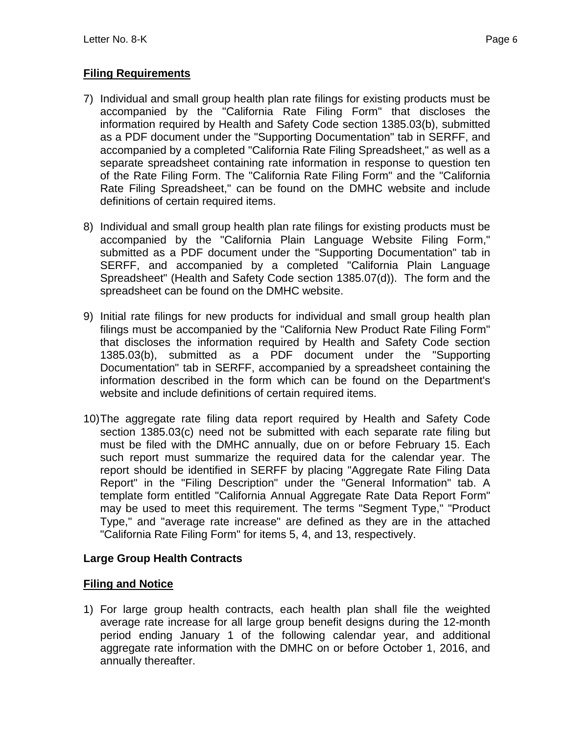**Filing Requirements**

7) Individual and small group health plan rate filings for existing products must be accompanied by the "California Rate Filing Form" that discloses the information required by Health and Safety Code section 1385.03(b), submitted as a PDF document under the "Supporting Documentation" tab in SERFF, and accompanied by a completed "California Rate Filing Spreadsheet," as well as a separate spreadsheet containing rate information in response to question ten of the Rate Filing Form. The "California Rate Filing Form" and the "California Rate Filing Spreadsheet," can be found on the DMHC website and include definitions of certain required items.

8) Individual and small group health plan rate filings for existing products must be accompanied by the "California Plain Language Website Filing Form," submitted as a PDF document under the "Supporting Documentation" tab in SERFF, and accompanied by a completed "California Plain Language Spreadsheet" (Health and Safety Code section 1385.07(d)). The form and the spreadsheet can be found on the DMHC website.

9) Initial rate filings for new products for individual and small group health plan filings must be accompanied by the "California New Product Rate Filing Form" that discloses the information required by Health and Safety Code section 1385.03(b), submitted as a PDF document under the "Supporting Documentation" tab in SERFF, accompanied by a spreadsheet containing the information described in the form which can be found on the Department's website and include definitions of certain required items.

10) The aggregate rate filing data report required by Health and Safety Code section 1385.03(c) need not be submitted with each separate rate filing but must be filed with the DMHC annually, due on or before February 15. Each such report must summarize the required data for the calendar year. The report should be identified in SERFF by placing "Aggregate Rate Filing Data Report" in the "Filing Description" under the "General Information" tab. A template form entitled "California Annual Aggregate Rate Data Report Form" may be used to meet this requirement. The terms "Segment Type," "Product Type," and "average rate increase" are defined as they are in the attached "California Rate Filing Form" for items 5, 4, and 13, respectively.

**Large Group Health Contracts**

**Filing and Notice**

1) For large group health contracts, each health plan shall file the weighted average rate increase for all large group benefit designs during the 12-month period ending January 1 of the following calendar year, and additional aggregate rate information with the DMHC on or before October 1, 2016, and annually thereafter.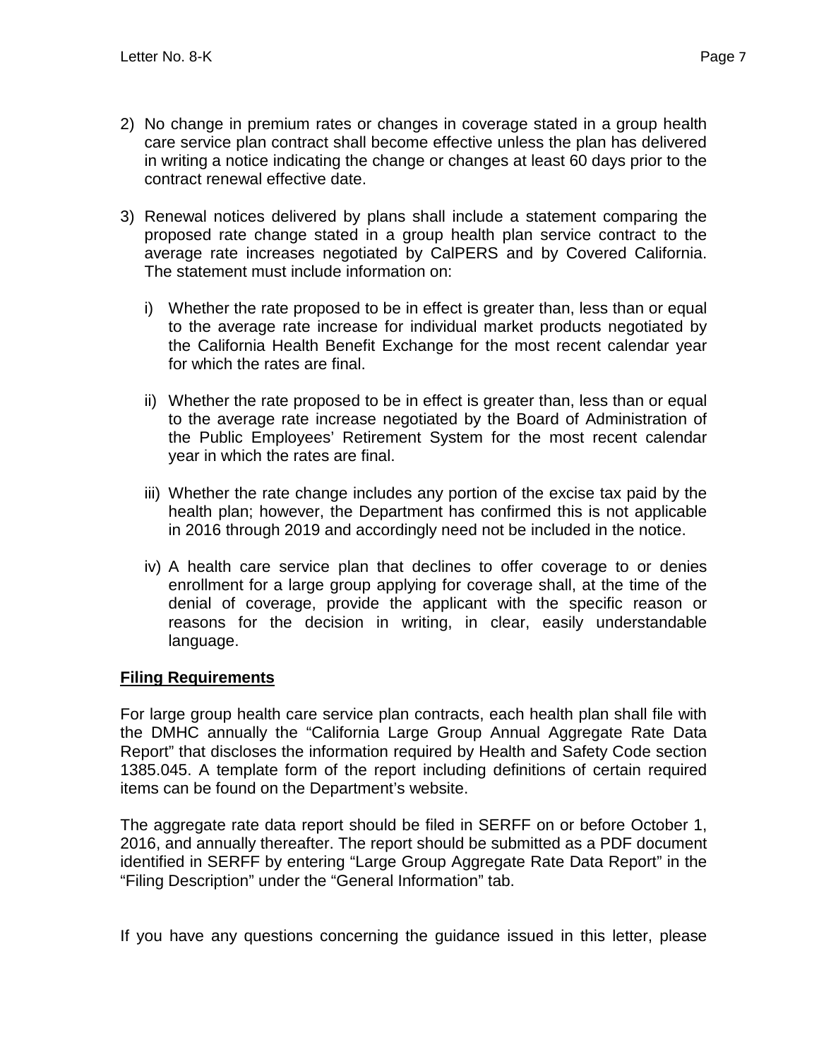2) No change in premium rates or changes in coverage stated in a group health care service plan contract shall become effective unless the plan has delivered in writing a notice indicating the change or changes at least 60 days prior to the contract renewal effective date.

3) Renewal notices delivered by plans shall include a statement comparing the proposed rate change stated in a group health plan service contract to the average rate increases negotiated by CalPERS and by Covered California. The statement must include information on:

   i) Whether the rate proposed to be in effect is greater than, less than or equal to the average rate increase for individual market products negotiated by the California Health Benefit Exchange for the most recent calendar year for which the rates are final.

   ii) Whether the rate proposed to be in effect is greater than, less than or equal to the average rate increase negotiated by the Board of Administration of the Public Employees' Retirement System for the most recent calendar year in which the rates are final.

   iii) Whether the rate change includes any portion of the excise tax paid by the health plan; however, the Department has confirmed this is not applicable in 2016 through 2019 and accordingly need not be included in the notice.

   iv) A health care service plan that declines to offer coverage to or denies enrollment for a large group applying for coverage shall, at the time of the denial of coverage, provide the applicant with the specific reason or reasons for the decision in writing, in clear, easily understandable language.

**Filing Requirements**

For large group health care service plan contracts, each health plan shall file with the DMHC annually the "California Large Group Annual Aggregate Rate Data Report" that discloses the information required by Health and Safety Code section 1385.045. A template form of the report including definitions of certain required items can be found on the Department's website.

The aggregate rate data report should be filed in SERFF on or before October 1, 2016, and annually thereafter. The report should be submitted as a PDF document identified in SERFF by entering "Large Group Aggregate Rate Data Report" in the "Filing Description" under the "General Information" tab.

If you have any questions concerning the guidance issued in this letter, please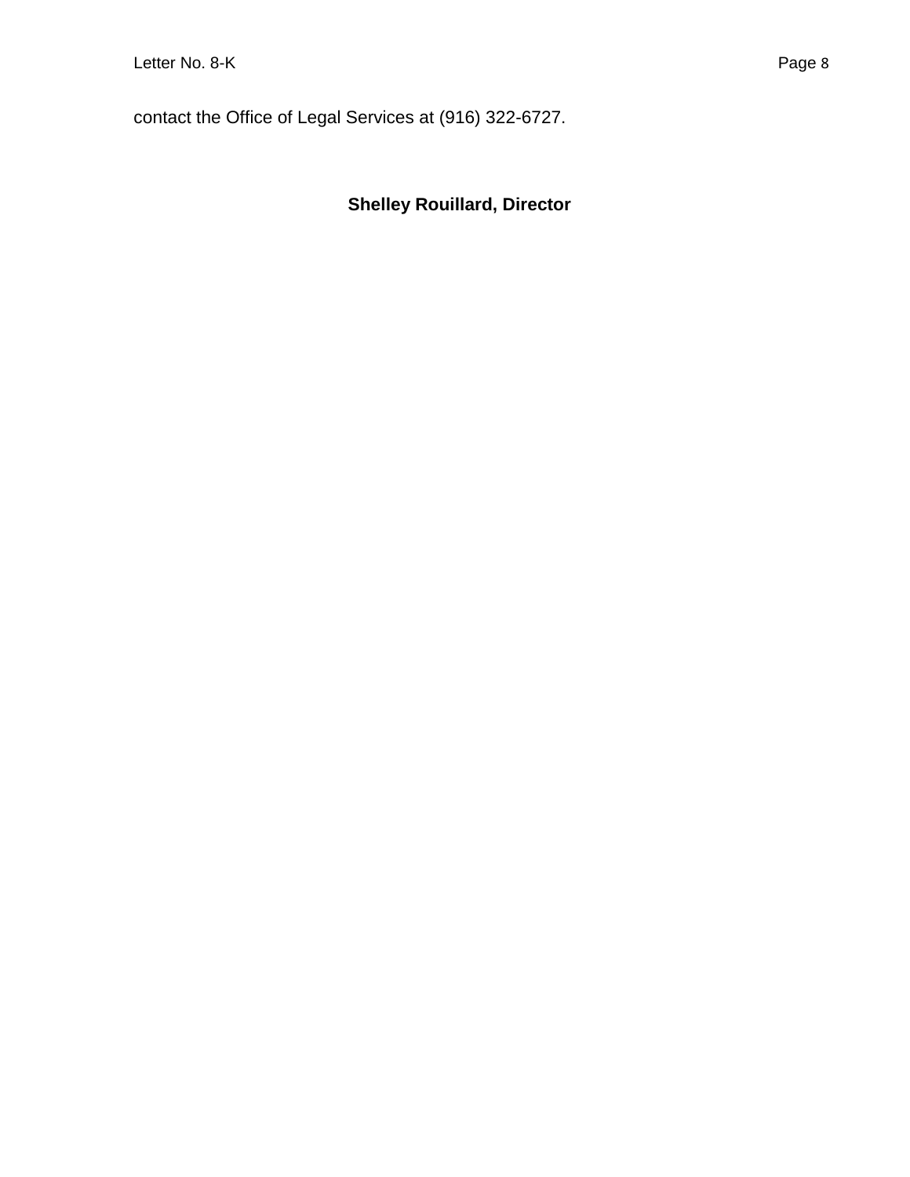contact the Office of Legal Services at (916) 322-6727.

**Shelley Rouillard, Director**